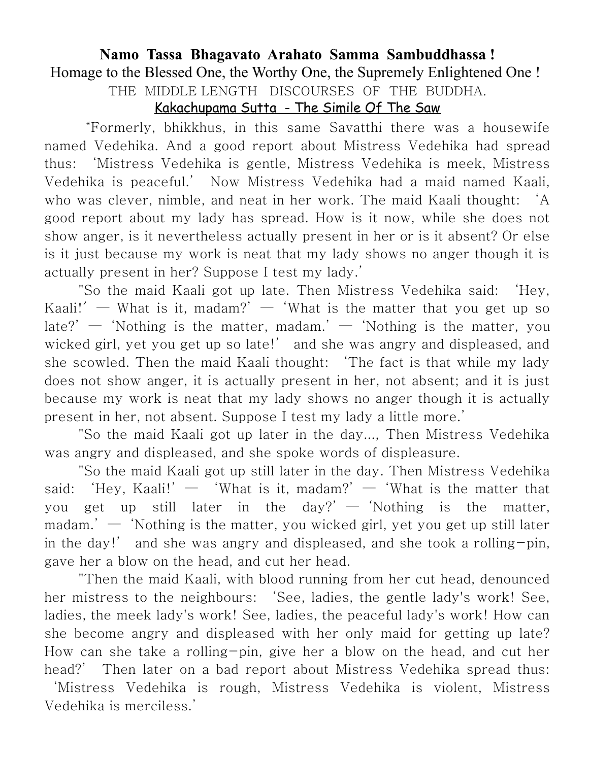**Namo Tassa Bhagavato Arahato Samma Sambuddhassa !**

Homage to the Blessed One, the Worthy One, the Supremely Enlightened One !

THE MIDDLE LENGTH DISCOURSES OF THE BUDDHA.

## Kakachupama Sutta - The Simile Of The Saw

"Formerly, bhikkhus, in this same Savatthi there was a housewife named Vedehika. And a good report about Mistress Vedehika had spread thus: 'Mistress Vedehika is gentle, Mistress Vedehika is meek, Mistress Vedehika is peaceful.' Now Mistress Vedehika had a maid named Kaali, who was clever, nimble, and neat in her work. The maid Kaali thought: 'A good report about my lady has spread. How is it now, while she does not show anger, is it nevertheless actually present in her or is it absent? Or else is it just because my work is neat that my lady shows no anger though it is actually present in her? Suppose I test my lady.'

"So the maid Kaali got up late. Then Mistress Vedehika said: 'Hey, Kaali!' — What is it, madam?' — 'What is the matter that you get up so late?' — 'Nothing is the matter, madam.' — 'Nothing is the matter, you wicked girl, yet you get up so late!' and she was angry and displeased, and she scowled. Then the maid Kaali thought: 'The fact is that while my lady does not show anger, it is actually present in her, not absent; and it is just because my work is neat that my lady shows no anger though it is actually present in her, not absent. Suppose I test my lady a little more.'

"So the maid Kaali got up later in the day..., Then Mistress Vedehika was angry and displeased, and she spoke words of displeasure.

"So the maid Kaali got up still later in the day. Then Mistress Vedehika said: 'Hey, Kaali!' — 'What is it, madam?' — 'What is the matter that you get up still later in the day?' — 'Nothing is the matter, madam.' — 'Nothing is the matter, you wicked girl, yet you get up still later in the day!' and she was angry and displeased, and she took a rolling-pin, gave her a blow on the head, and cut her head.

"Then the maid Kaali, with blood running from her cut head, denounced her mistress to the neighbours: 'See, ladies, the gentle lady's work! See, ladies, the meek lady's work! See, ladies, the peaceful lady's work! How can she become angry and displeased with her only maid for getting up late? How can she take a rolling-pin, give her a blow on the head, and cut her head?' Then later on a bad report about Mistress Vedehika spread thus: 'Mistress Vedehika is rough, Mistress Vedehika is violent, Mistress Vedehika is merciless.'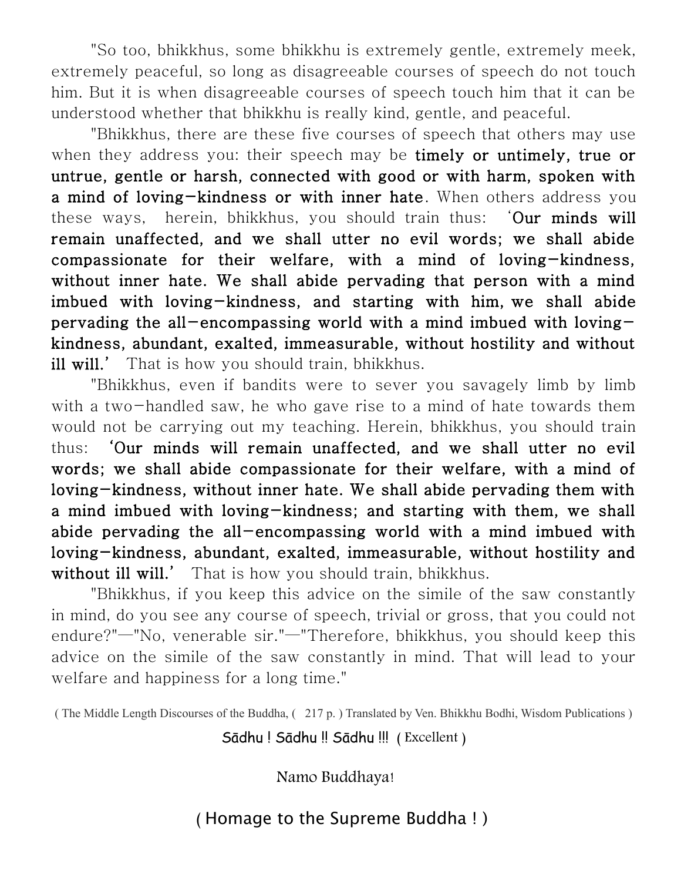"So too, bhikkhus, some bhikkhu is extremely gentle, extremely meek, extremely peaceful, so long as disagreeable courses of speech do not touch him. But it is when disagreeable courses of speech touch him that it can be understood whether that bhikkhu is really kind, gentle, and peaceful.

"Bhikkhus, there are these five courses of speech that others may use when they address you: their speech may be **timely or untimely, true or untrue, gentle or harsh, connected with good or with harm, spoken with a mind of loving-kindness or with inner hate**. When others address you these ways, herein, bhikkhus, you should train thus: **'Our minds will remain unaffected, and we shall utter no evil words; we shall abide compassionate for their welfare, with a mind of loving-kindness, without inner hate. We shall abide pervading that person with a mind imbued with loving-kindness, and starting with him, we shall abide pervading the all-encompassing world with a mind imbued with loving-kindness, abundant, exalted, immeasurable, without hostility and without ill will.'** That is how you should train, bhikkhus.

"Bhikkhus, even if bandits were to sever you savagely limb by limb with a two-handled saw, he who gave rise to a mind of hate towards them would not be carrying out my teaching. Herein, bhikkhus, you should train thus: **'Our minds will remain unaffected, and we shall utter no evil words; we shall abide compassionate for their welfare, with a mind of loving-kindness, without inner hate. We shall abide pervading them with a mind imbued with loving-kindness; and starting with them, we shall abide pervading the all-encompassing world with a mind imbued with loving-kindness, abundant, exalted, immeasurable, without hostility and without ill will.'** That is how you should train, bhikkhus.

"Bhikkhus, if you keep this advice on the simile of the saw constantly in mind, do you see any course of speech, trivial or gross, that you could not endure?"—"No, venerable sir."—"Therefore, bhikkhus, you should keep this advice on the simile of the saw constantly in mind. That will lead to your welfare and happiness for a long time."

( The Middle Length Discourses of the Buddha, ( 217 p. ) Translated by Ven. Bhikkhu Bodhi, Wisdom Publications )

Sādhu ! Sādhu !! Sādhu !!! ( Excellent )

Namo Buddhaya!

( Homage to the Supreme Buddha ! )